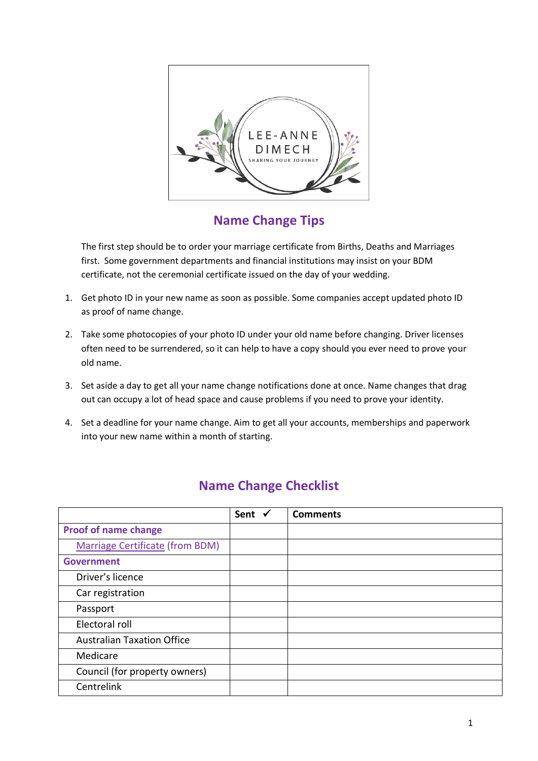LEE-ANNE DIMECH

SHARING YOUR JOURNEY

## Name Change Tips

The first step should be to order your marriage certificate from Births, Deaths and Marriages first. Some government departments and financial institutions may insist on your BDM certificate, not the ceremonial certificate issued on the day of your wedding.

1. Get photo ID in your new name as soon as possible. Some companies accept updated photo ID as proof of name change.
2. Take some photocopies of your photo ID under your old name before changing. Driver licenses often need to be surrendered, so it can help to have a copy should you ever need to prove your old name.
3. Set aside a day to get all your name change notifications done at once. Name changes that drag out can occupy a lot of head space and cause problems if you need to prove your identity.
4. Set a deadline for your name change. Aim to get all your accounts, memberships and paperwork into your new name within a month of starting.

## Name Change Checklist

| | Sent ✓ | Comments |
|---|---|---|
| **Proof of name change** | | |
| Marriage Certificate (from BDM) | | |
| **Government** | | |
| Driver's licence | | |
| Car registration | | |
| Passport | | |
| Electoral roll | | |
| Australian Taxation Office | | |
| Medicare | | |
| Council (for property owners) | | |
| Centrelink | | |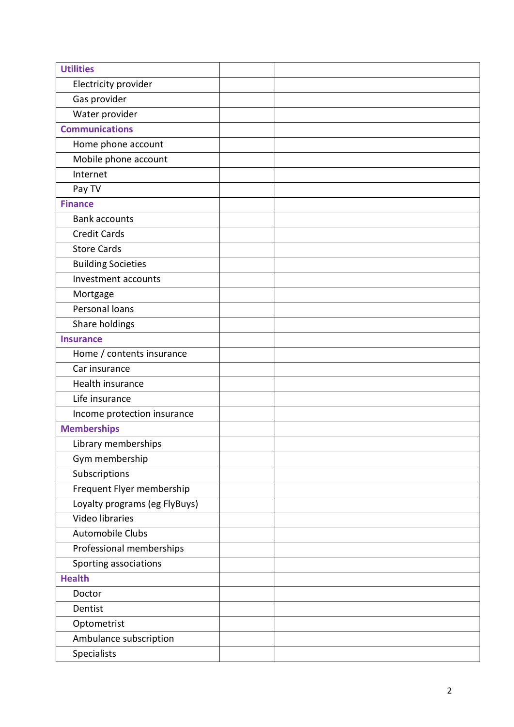| **Utilities** | | |
|---|---|---|
| Electricity provider | | |
| Gas provider | | |
| Water provider | | |
| **Communications** | | |
| Home phone account | | |
| Mobile phone account | | |
| Internet | | |
| Pay TV | | |
| **Finance** | | |
| Bank accounts | | |
| Credit Cards | | |
| Store Cards | | |
| Building Societies | | |
| Investment accounts | | |
| Mortgage | | |
| Personal loans | | |
| Share holdings | | |
| **Insurance** | | |
| Home / contents insurance | | |
| Car insurance | | |
| Health insurance | | |
| Life insurance | | |
| Income protection insurance | | |
| **Memberships** | | |
| Library memberships | | |
| Gym membership | | |
| Subscriptions | | |
| Frequent Flyer membership | | |
| Loyalty programs (eg FlyBuys) | | |
| Video libraries | | |
| Automobile Clubs | | |
| Professional memberships | | |
| Sporting associations | | |
| **Health** | | |
| Doctor | | |
| Dentist | | |
| Optometrist | | |
| Ambulance subscription | | |
| Specialists | | |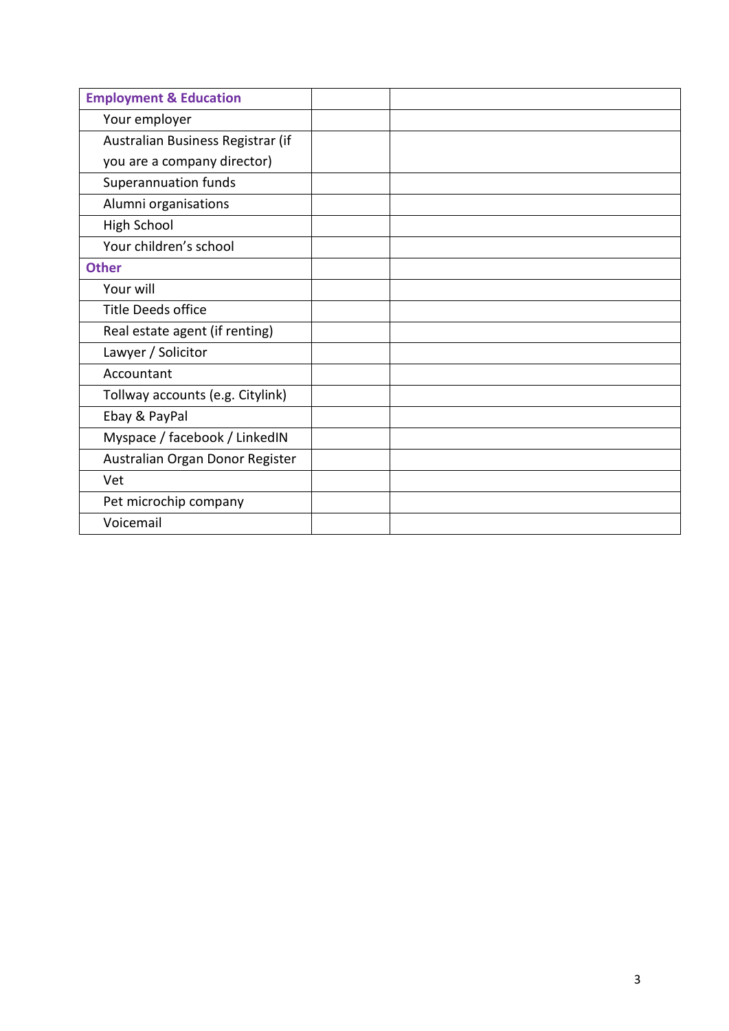| | | |
|---|---|---|
| **Employment & Education** | | |
| Your employer | | |
| Australian Business Registrar (if you are a company director) | | |
| Superannuation funds | | |
| Alumni organisations | | |
| High School | | |
| Your children's school | | |
| **Other** | | |
| Your will | | |
| Title Deeds office | | |
| Real estate agent (if renting) | | |
| Lawyer / Solicitor | | |
| Accountant | | |
| Tollway accounts (e.g. Citylink) | | |
| Ebay & PayPal | | |
| Myspace / facebook / LinkedIN | | |
| Australian Organ Donor Register | | |
| Vet | | |
| Pet microchip company | | |
| Voicemail | | |